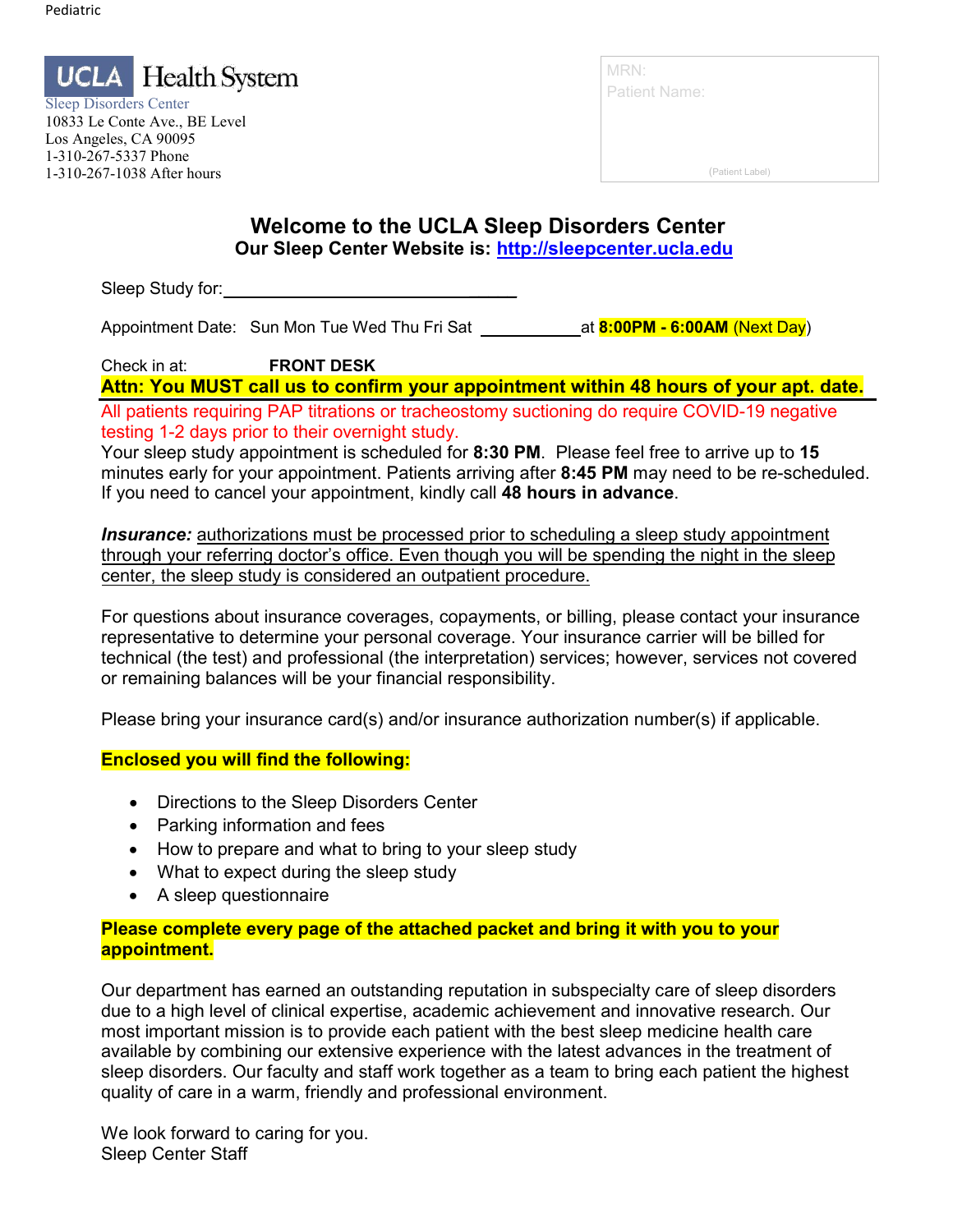Pediatric

**UCLA Health System**
Sleep Disorders Center
10833 Le Conte Ave., BE Level
Los Angeles, CA 90095
1-310-267-5337 Phone
1-310-267-1038 After hours

MRN:
Patient Name:

(Patient Label)

# Welcome to the UCLA Sleep Disorders Center

**Our Sleep Center Website is: http://sleepcenter.ucla.edu**

Sleep Study for:______________________________

Appointment Date: Sun Mon Tue Wed Thu Fri Sat ___________ at **8:00PM - 6:00AM** (Next Day)

Check in at: **FRONT DESK**

**Attn: You MUST call us to confirm your appointment within 48 hours of your apt. date.**

All patients requiring PAP titrations or tracheostomy suctioning do require COVID-19 negative testing 1-2 days prior to their overnight study.

Your sleep study appointment is scheduled for **8:30 PM**. Please feel free to arrive up to **15** minutes early for your appointment. Patients arriving after **8:45 PM** may need to be re-scheduled. If you need to cancel your appointment, kindly call **48 hours in advance**.

***Insurance:*** authorizations must be processed prior to scheduling a sleep study appointment through your referring doctor's office. Even though you will be spending the night in the sleep center, the sleep study is considered an outpatient procedure.

For questions about insurance coverages, copayments, or billing, please contact your insurance representative to determine your personal coverage. Your insurance carrier will be billed for technical (the test) and professional (the interpretation) services; however, services not covered or remaining balances will be your financial responsibility.

Please bring your insurance card(s) and/or insurance authorization number(s) if applicable.

**Enclosed you will find the following:**

- Directions to the Sleep Disorders Center
- Parking information and fees
- How to prepare and what to bring to your sleep study
- What to expect during the sleep study
- A sleep questionnaire

**Please complete every page of the attached packet and bring it with you to your appointment.**

Our department has earned an outstanding reputation in subspecialty care of sleep disorders due to a high level of clinical expertise, academic achievement and innovative research. Our most important mission is to provide each patient with the best sleep medicine health care available by combining our extensive experience with the latest advances in the treatment of sleep disorders. Our faculty and staff work together as a team to bring each patient the highest quality of care in a warm, friendly and professional environment.

We look forward to caring for you.
Sleep Center Staff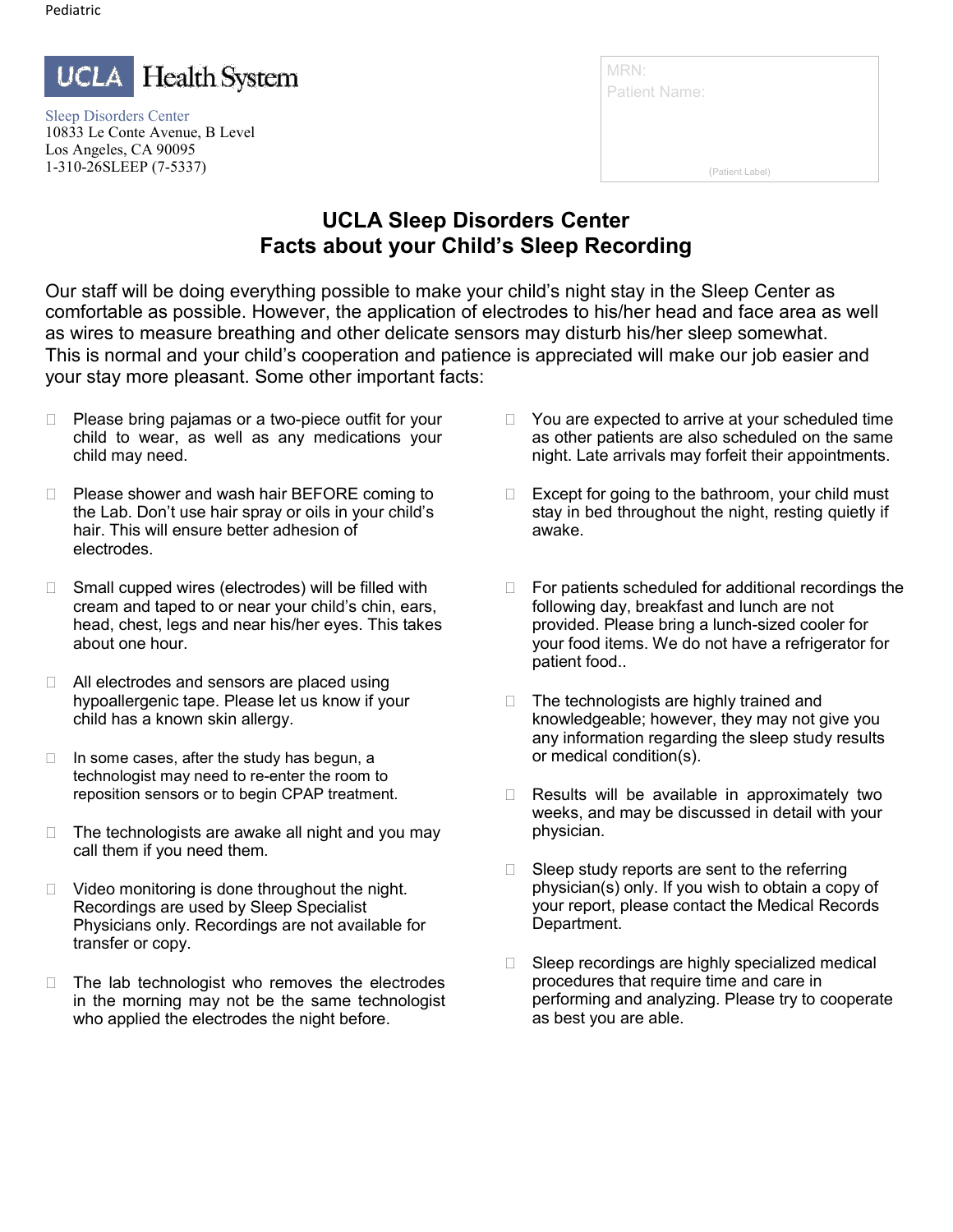UCLA Health System

Sleep Disorders Center
10833 Le Conte Avenue, B Level
Los Angeles, CA 90095
1-310-26SLEEP (7-5337)

MRN:
Patient Name:

(Patient Label)

# UCLA Sleep Disorders Center
## Facts about your Child's Sleep Recording

Our staff will be doing everything possible to make your child's night stay in the Sleep Center as comfortable as possible. However, the application of electrodes to his/her head and face area as well as wires to measure breathing and other delicate sensors may disturb his/her sleep somewhat. This is normal and your child's cooperation and patience is appreciated will make our job easier and your stay more pleasant. Some other important facts:

- Please bring pajamas or a two-piece outfit for your child to wear, as well as any medications your child may need.
- Please shower and wash hair BEFORE coming to the Lab. Don't use hair spray or oils in your child's hair. This will ensure better adhesion of electrodes.
- Small cupped wires (electrodes) will be filled with cream and taped to or near your child's chin, ears, head, chest, legs and near his/her eyes. This takes about one hour.
- All electrodes and sensors are placed using hypoallergenic tape. Please let us know if your child has a known skin allergy.
- In some cases, after the study has begun, a technologist may need to re-enter the room to reposition sensors or to begin CPAP treatment.
- The technologists are awake all night and you may call them if you need them.
- Video monitoring is done throughout the night. Recordings are used by Sleep Specialist Physicians only. Recordings are not available for transfer or copy.
- The lab technologist who removes the electrodes in the morning may not be the same technologist who applied the electrodes the night before.
- You are expected to arrive at your scheduled time as other patients are also scheduled on the same night. Late arrivals may forfeit their appointments.
- Except for going to the bathroom, your child must stay in bed throughout the night, resting quietly if awake.
- For patients scheduled for additional recordings the following day, breakfast and lunch are not provided. Please bring a lunch-sized cooler for your food items. We do not have a refrigerator for patient food..
- The technologists are highly trained and knowledgeable; however, they may not give you any information regarding the sleep study results or medical condition(s).
- Results will be available in approximately two weeks, and may be discussed in detail with your physician.
- Sleep study reports are sent to the referring physician(s) only. If you wish to obtain a copy of your report, please contact the Medical Records Department.
- Sleep recordings are highly specialized medical procedures that require time and care in performing and analyzing. Please try to cooperate as best you are able.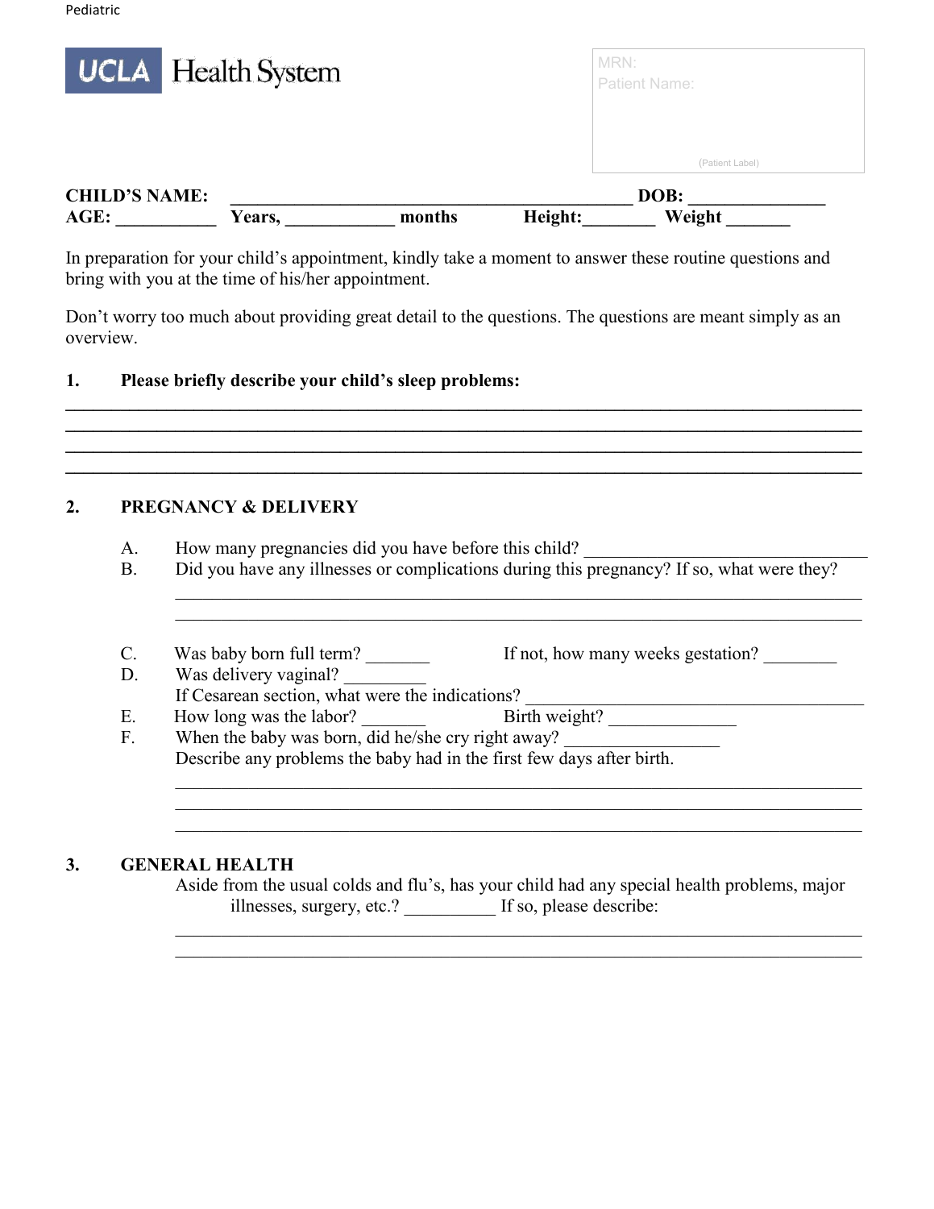Pediatric

UCLA Health System

MRN:
Patient Name:

(Patient Label)

**CHILD'S NAME:** ____________________________________________ **DOB:** _______________
**AGE:** ___________ **Years,** ____________ **months** **Height:**________ **Weight** _______

In preparation for your child's appointment, kindly take a moment to answer these routine questions and bring with you at the time of his/her appointment.

Don't worry too much about providing great detail to the questions. The questions are meant simply as an overview.

**1. Please briefly describe your child's sleep problems:**

_____________________________________________________________________________________
_____________________________________________________________________________________
_____________________________________________________________________________________
_____________________________________________________________________________________

**2. PREGNANCY & DELIVERY**

A. How many pregnancies did you have before this child? _______________________________

B. Did you have any illnesses or complications during this pregnancy? If so, what were they?

_____________________________________________________________________________
_____________________________________________________________________________

C. Was baby born full term? _______ If not, how many weeks gestation? ________

D. Was delivery vaginal? _________
If Cesarean section, what were the indications? ______________________________________

E. How long was the labor? _______ Birth weight? ______________

F. When the baby was born, did he/she cry right away? _________________
Describe any problems the baby had in the first few days after birth.

_____________________________________________________________________________
_____________________________________________________________________________
_____________________________________________________________________________

**3. GENERAL HEALTH**

Aside from the usual colds and flu's, has your child had any special health problems, major illnesses, surgery, etc.? __________ If so, please describe:

_____________________________________________________________________________
_____________________________________________________________________________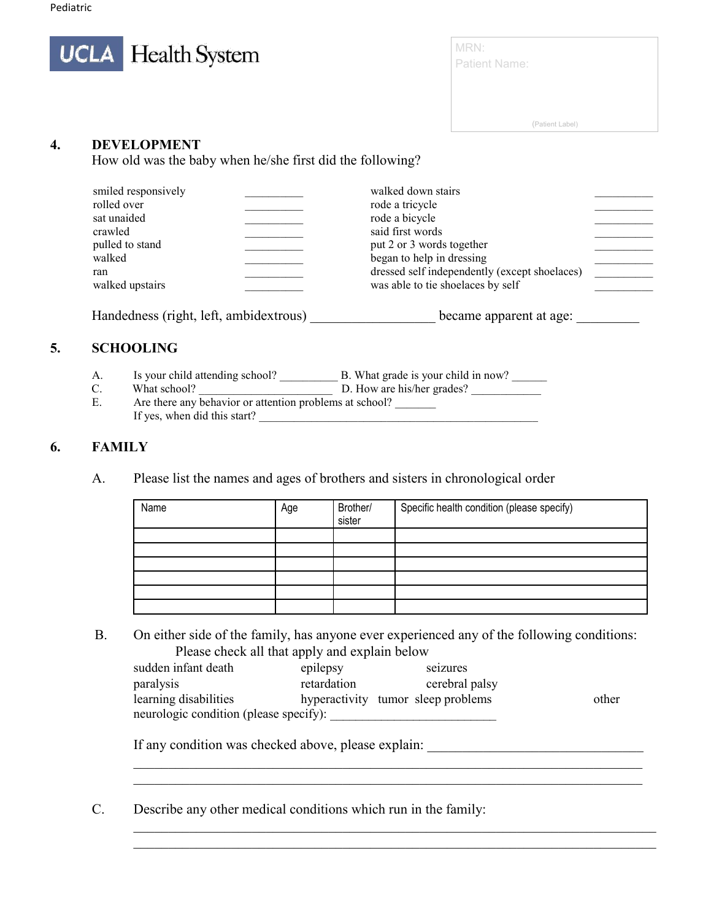Pediatric

UCLA Health System

MRN:
Patient Name:

(Patient Label)

## 4. DEVELOPMENT

How old was the baby when he/she first did the following?

| | | | |
|---|---|---|---|
| smiled responsively | __________ | walked down stairs | __________ |
| rolled over | __________ | rode a tricycle | __________ |
| sat unaided | __________ | rode a bicycle | __________ |
| crawled | __________ | said first words | __________ |
| pulled to stand | __________ | put 2 or 3 words together | __________ |
| walked | __________ | began to help in dressing | __________ |
| ran | __________ | dressed self independently (except shoelaces) | __________ |
| walked upstairs | __________ | was able to tie shoelaces by self | __________ |

Handedness (right, left, ambidextrous) __________________ became apparent at age: _________

## 5. SCHOOLING

A. Is your child attending school? __________ B. What grade is your child in now? ______

C. What school? _______________________ D. How are his/her grades? ____________

E. Are there any behavior or attention problems at school? _______
If yes, when did this start? ________________________________________________

## 6. FAMILY

A. Please list the names and ages of brothers and sisters in chronological order

| Name | Age | Brother/ sister | Specific health condition (please specify) |
|---|---|---|---|
| | | | |
| | | | |
| | | | |
| | | | |
| | | | |
| | | | |

B. On either side of the family, has anyone ever experienced any of the following conditions: Please check all that apply and explain below

sudden infant death　　epilepsy　　seizures
paralysis　　retardation　　cerebral palsy
learning disabilities　　hyperactivity　　tumor　　sleep problems　　other
neurologic condition (please specify): ___________________________

If any condition was checked above, please explain: ________________________________
______________________________________________________________________________
______________________________________________________________________________

C. Describe any other medical conditions which run in the family:
______________________________________________________________________________
______________________________________________________________________________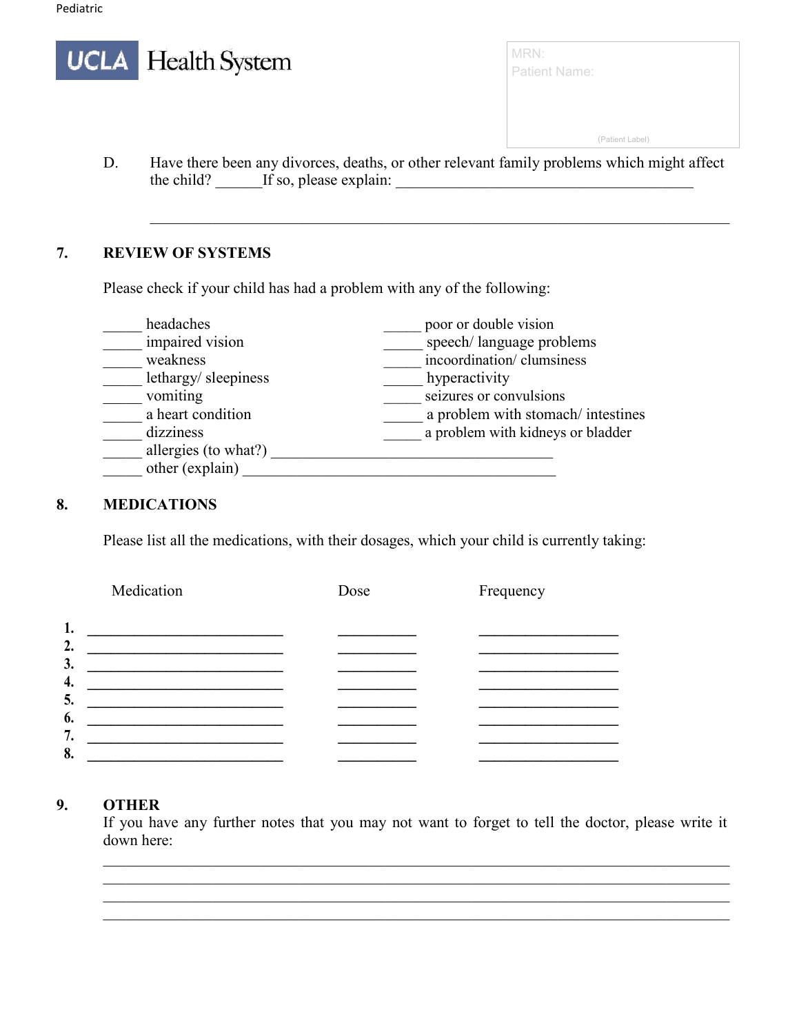Pediatric

UCLA Health System

MRN:
Patient Name:

(Patient Label)

D. Have there been any divorces, deaths, or other relevant family problems which might affect the child? ______If so, please explain: ________________________________________

_____________________________________________________________________________

## 7. REVIEW OF SYSTEMS

Please check if your child has had a problem with any of the following:

_____ headaches
_____ impaired vision
_____ weakness
_____ lethargy/ sleepiness
_____ vomiting
_____ a heart condition
_____ dizziness
_____ allergies (to what?) _____________________________________
_____ other (explain) __________________________________________

_____ poor or double vision
_____ speech/ language problems
_____ incoordination/ clumsiness
_____ hyperactivity
_____ seizures or convulsions
_____ a problem with stomach/ intestines
_____ a problem with kidneys or bladder

## 8. MEDICATIONS

Please list all the medications, with their dosages, which your child is currently taking:

| | Medication | Dose | Frequency |
|---|---|---|---|
| 1. | __________________________ | __________ | __________________ |
| 2. | __________________________ | __________ | __________________ |
| 3. | __________________________ | __________ | __________________ |
| 4. | __________________________ | __________ | __________________ |
| 5. | __________________________ | __________ | __________________ |
| 6. | __________________________ | __________ | __________________ |
| 7. | __________________________ | __________ | __________________ |
| 8. | __________________________ | __________ | __________________ |

## 9. OTHER

If you have any further notes that you may not want to forget to tell the doctor, please write it down here:

_____________________________________________________________________________
_____________________________________________________________________________
_____________________________________________________________________________
_____________________________________________________________________________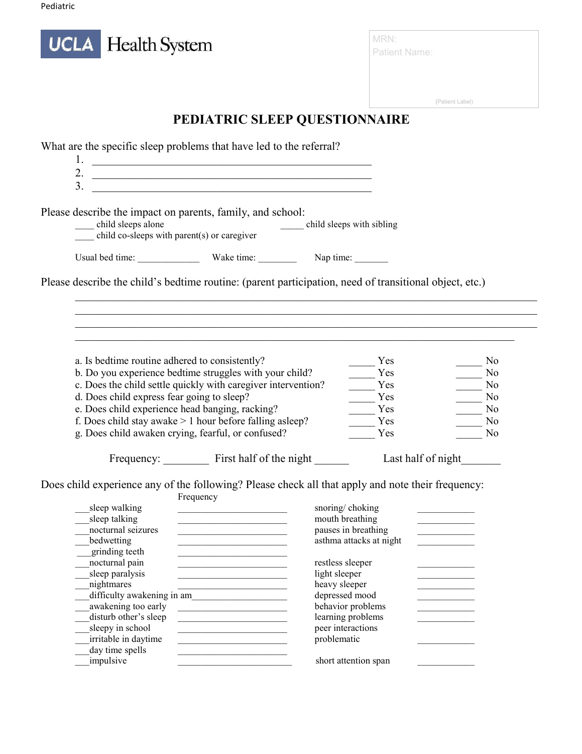UCLA Health System

MRN:
Patient Name:

(Patient Label)

# PEDIATRIC SLEEP QUESTIONNAIRE

What are the specific sleep problems that have led to the referral?

1. ______________________________________________
2. ______________________________________________
3. ______________________________________________

Please describe the impact on parents, family, and school:

____ child sleeps alone _____ child sleeps with sibling
____ child co-sleeps with parent(s) or caregiver

Usual bed time: _____________ Wake time: ________ Nap time: _______

Please describe the child's bedtime routine: (parent participation, need of transitional object, etc.)

______________________________________________________________________
______________________________________________________________________
______________________________________________________________________
______________________________________________________________________

| | | |
|---|---|---|
| a. Is bedtime routine adhered to consistently? | _____ Yes | _____ No |
| b. Do you experience bedtime struggles with your child? | _____ Yes | _____ No |
| c. Does the child settle quickly with caregiver intervention? | _____ Yes | _____ No |
| d. Does child express fear going to sleep? | _____ Yes | _____ No |
| e. Does child experience head banging, racking? | _____ Yes | _____ No |
| f. Does child stay awake > 1 hour before falling asleep? | _____ Yes | _____ No |
| g. Does child awaken crying, fearful, or confused? | _____ Yes | _____ No |

Frequency: ________ First half of the night ______ Last half of night_______

Does child experience any of the following? Please check all that apply and note their frequency:

| | Frequency | | |
|---|---|---|---|
| ___sleep walking | ____________________ | snoring/ choking | ___________ |
| ___sleep talking | ____________________ | mouth breathing | ___________ |
| ___nocturnal seizures | ____________________ | pauses in breathing | ___________ |
| ___bedwetting | ____________________ | asthma attacks at night | ___________ |
| ___grinding teeth | ____________________ | | |
| ___nocturnal pain | ____________________ | restless sleeper | ___________ |
| ___sleep paralysis | ____________________ | light sleeper | ___________ |
| ___nightmares | ____________________ | heavy sleeper | ___________ |
| ___difficulty awakening in am | ____________________ | depressed mood | ___________ |
| ___awakening too early | ____________________ | behavior problems | ___________ |
| ___disturb other's sleep | ____________________ | learning problems | ___________ |
| ___sleepy in school | ____________________ | peer interactions | |
| ___irritable in daytime | ____________________ | problematic | ___________ |
| ___day time spells | ____________________ | | |
| ___impulsive | ____________________ | short attention span | ___________ |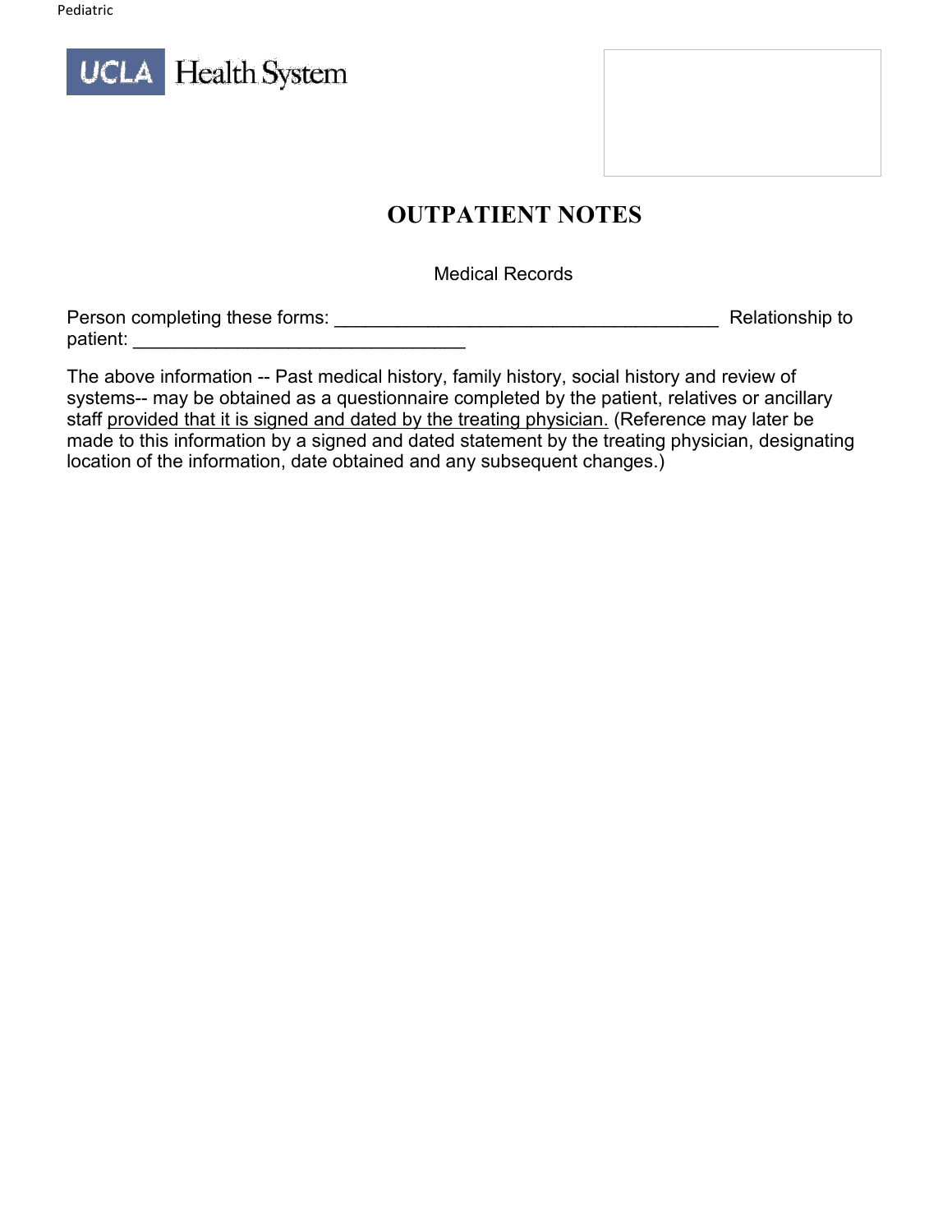UCLA Health System

# OUTPATIENT NOTES

Medical Records

Person completing these forms: _____________________________________ Relationship to patient: ________________________________

The above information -- Past medical history, family history, social history and review of systems-- may be obtained as a questionnaire completed by the patient, relatives or ancillary staff <u>provided that it is signed and dated by the treating physician.</u> (Reference may later be made to this information by a signed and dated statement by the treating physician, designating location of the information, date obtained and any subsequent changes.)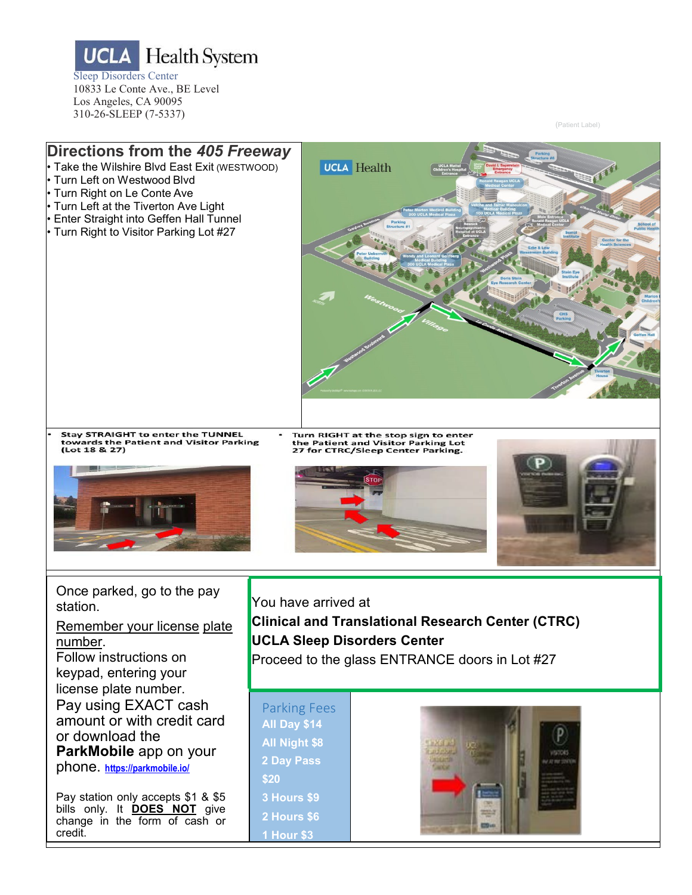UCLA Health System

Sleep Disorders Center
10833 Le Conte Ave., BE Level
Los Angeles, CA 90095
310-26-SLEEP (7-5337)

(Patient Label)

## Directions from the *405 Freeway*

- Take the Wilshire Blvd East Exit (WESTWOOD)
- Turn Left on Westwood Blvd
- Turn Right on Le Conte Ave
- Turn Left at the Tiverton Ave Light
- Enter Straight into Geffen Hall Tunnel
- Turn Right to Visitor Parking Lot #27

- Stay STRAIGHT to enter the TUNNEL towards the Patient and Visitor Parking (Lot 18 & 27)

- Turn RIGHT at the stop sign to enter the Patient and Visitor Parking Lot 27 for CTRC/Sleep Center Parking.

Once parked, go to the pay station.

Remember your license plate number.

Follow instructions on keypad, entering your license plate number.

Pay using EXACT cash amount or with credit card or download the **ParkMobile** app on your phone. https://parkmobile.io/

Pay station only accepts $1 & $5 bills only. It **DOES NOT** give change in the form of cash or credit.

You have arrived at

**Clinical and Translational Research Center (CTRC)**

**UCLA Sleep Disorders Center**

Proceed to the glass ENTRANCE doors in Lot #27

**Parking Fees**

- **All Day $14**
- **All Night $8**
- **2 Day Pass $20**
- **3 Hours $9**
- **2 Hours $6**
- **1 Hour $3**